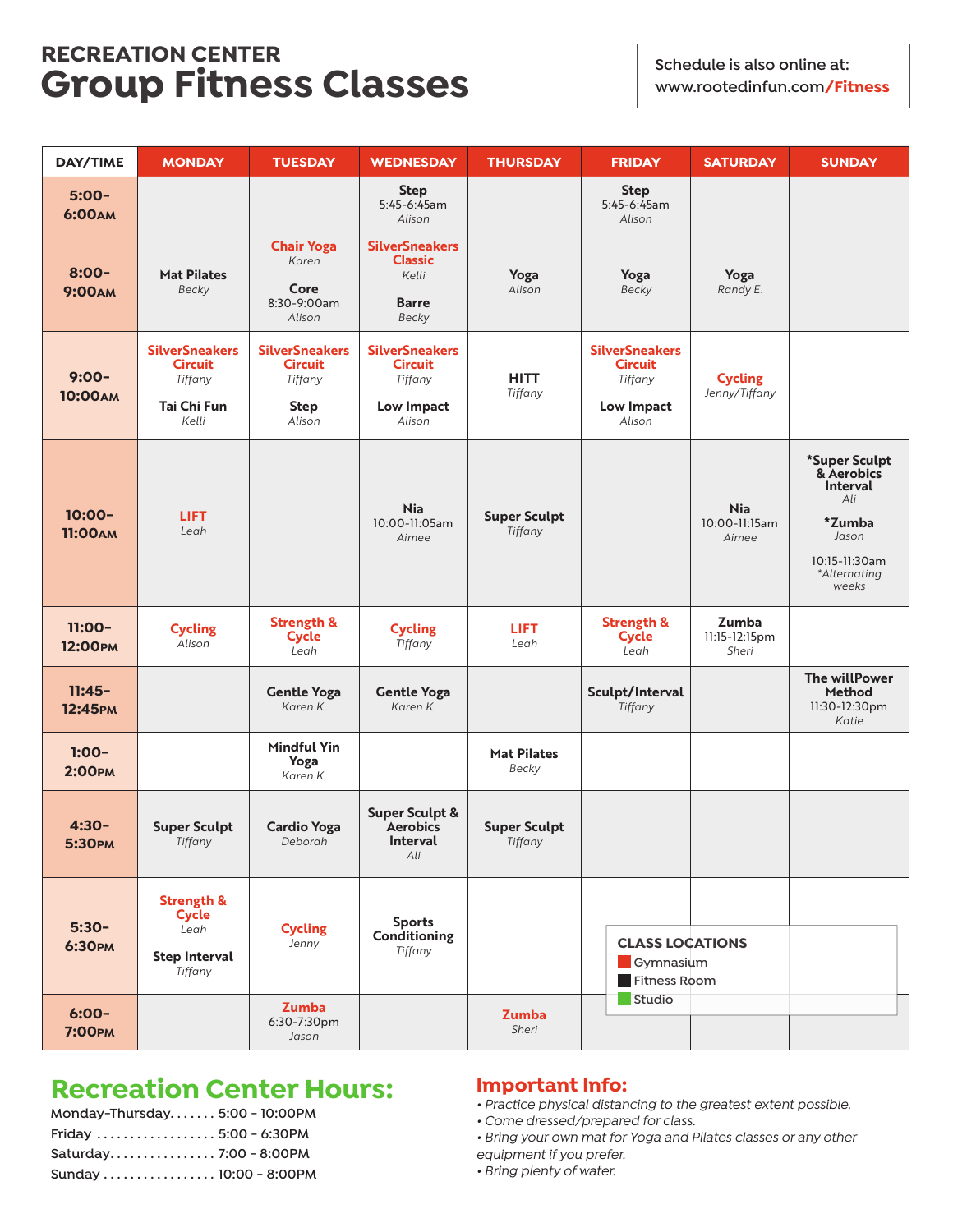## RECREATION CENTER

# Group Fitness Classes

Schedule is also online at:
www.rootedinfun.com/Fitness

| DAY/TIME | MONDAY | TUESDAY | WEDNESDAY | THURSDAY | FRIDAY | SATURDAY | SUNDAY |
|---|---|---|---|---|---|---|---|
| 5:00–6:00AM | | | **Step** 5:45-6:45am *Alison* | | **Step** 5:45-6:45am *Alison* | | |
| 8:00–9:00AM | **Mat Pilates** *Becky* | **Chair Yoga** *Karen*<br><br>**Core** 8:30-9:00am *Alison* | **SilverSneakers Classic** *Kelli*<br><br>**Barre** *Becky* | **Yoga** *Alison* | **Yoga** *Becky* | **Yoga** *Randy E.* | |
| 9:00–10:00AM | **SilverSneakers Circuit** *Tiffany*<br><br>**Tai Chi Fun** *Kelli* | **SilverSneakers Circuit** *Tiffany*<br><br>**Step** *Alison* | **SilverSneakers Circuit** *Tiffany*<br><br>**Low Impact** *Alison* | **HITT** *Tiffany* | **SilverSneakers Circuit** *Tiffany*<br><br>**Low Impact** *Alison* | **Cycling** *Jenny/Tiffany* | |
| 10:00–11:00AM | **LIFT** *Leah* | | **Nia** 10:00-11:05am *Aimee* | **Super Sculpt** *Tiffany* | | **Nia** 10:00-11:15am *Aimee* | ***Super Sculpt & Aerobics Interval** *Ali*<br><br>***Zumba** *Jason*<br><br>10:15-11:30am *\*Alternating weeks* |
| 11:00–12:00PM | **Cycling** *Alison* | **Strength & Cycle** *Leah* | **Cycling** *Tiffany* | **LIFT** *Leah* | **Strength & Cycle** *Leah* | **Zumba** 11:15-12:15pm *Sheri* | |
| 11:45–12:45PM | | **Gentle Yoga** *Karen K.* | **Gentle Yoga** *Karen K.* | | **Sculpt/Interval** *Tiffany* | | **The willPower Method** 11:30-12:30pm *Katie* |
| 1:00–2:00PM | | **Mindful Yin Yoga** *Karen K.* | | **Mat Pilates** *Becky* | | | |
| 4:30–5:30PM | **Super Sculpt** *Tiffany* | **Cardio Yoga** *Deborah* | **Super Sculpt & Aerobics Interval** *Ali* | **Super Sculpt** *Tiffany* | | | |
| 5:30–6:30PM | **Strength & Cycle** *Leah*<br><br>**Step Interval** *Tiffany* | **Cycling** *Jenny* | **Sports Conditioning** *Tiffany* | | | | |
| 6:00–7:00PM | | **Zumba** 6:30-7:30pm *Jason* | | **Zumba** *Sheri* | | | |

**CLASS LOCATIONS**
- Gymnasium
- Fitness Room
- Studio

## Recreation Center Hours:

Monday-Thursday....... 5:00 - 10:00PM
Friday .................. 5:00 - 6:30PM
Saturday................ 7:00 - 8:00PM
Sunday ................. 10:00 - 8:00PM

## Important Info:

- *Practice physical distancing to the greatest extent possible.*
- *Come dressed/prepared for class.*
- *Bring your own mat for Yoga and Pilates classes or any other equipment if you prefer.*
- *Bring plenty of water.*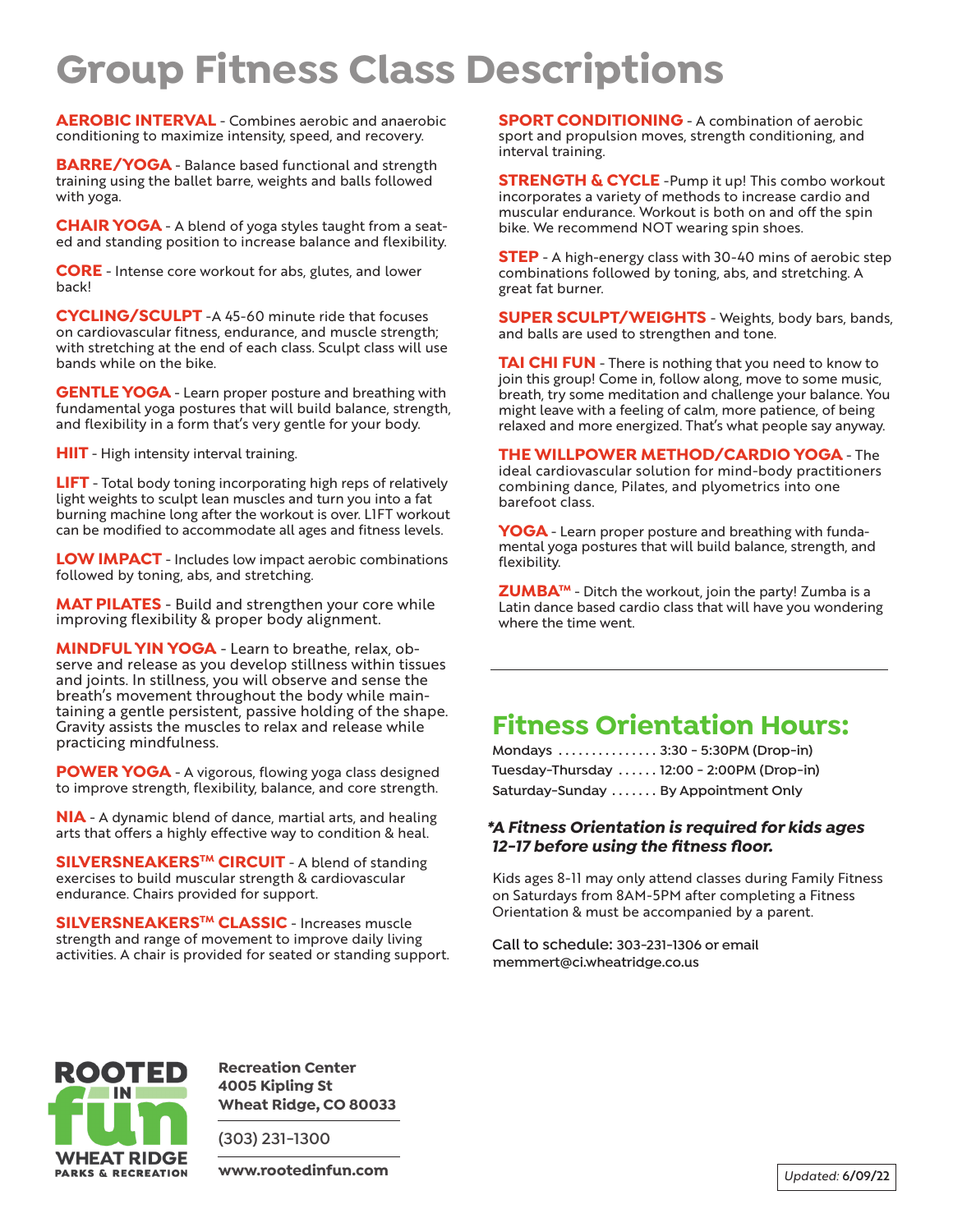# Group Fitness Class Descriptions

**AEROBIC INTERVAL** - Combines aerobic and anaerobic conditioning to maximize intensity, speed, and recovery.

**BARRE/YOGA** - Balance based functional and strength training using the ballet barre, weights and balls followed with yoga.

**CHAIR YOGA** - A blend of yoga styles taught from a seated and standing position to increase balance and flexibility.

**CORE** - Intense core workout for abs, glutes, and lower back!

**CYCLING/SCULPT** -A 45-60 minute ride that focuses on cardiovascular fitness, endurance, and muscle strength; with stretching at the end of each class. Sculpt class will use bands while on the bike.

**GENTLE YOGA** - Learn proper posture and breathing with fundamental yoga postures that will build balance, strength, and flexibility in a form that's very gentle for your body.

**HIIT** - High intensity interval training.

**LIFT** - Total body toning incorporating high reps of relatively light weights to sculpt lean muscles and turn you into a fat burning machine long after the workout is over. L1FT workout can be modified to accommodate all ages and fitness levels.

**LOW IMPACT** - Includes low impact aerobic combinations followed by toning, abs, and stretching.

**MAT PILATES** - Build and strengthen your core while improving flexibility & proper body alignment.

**MINDFUL YIN YOGA** - Learn to breathe, relax, observe and release as you develop stillness within tissues and joints. In stillness, you will observe and sense the breath's movement throughout the body while maintaining a gentle persistent, passive holding of the shape. Gravity assists the muscles to relax and release while practicing mindfulness.

**POWER YOGA** - A vigorous, flowing yoga class designed to improve strength, flexibility, balance, and core strength.

**NIA** - A dynamic blend of dance, martial arts, and healing arts that offers a highly effective way to condition & heal.

**SILVERSNEAKERS™ CIRCUIT** - A blend of standing exercises to build muscular strength & cardiovascular endurance. Chairs provided for support.

**SILVERSNEAKERS™ CLASSIC** - Increases muscle strength and range of movement to improve daily living activities. A chair is provided for seated or standing support.

**SPORT CONDITIONING** - A combination of aerobic sport and propulsion moves, strength conditioning, and interval training.

**STRENGTH & CYCLE** -Pump it up! This combo workout incorporates a variety of methods to increase cardio and muscular endurance. Workout is both on and off the spin bike. We recommend NOT wearing spin shoes.

**STEP** - A high-energy class with 30-40 mins of aerobic step combinations followed by toning, abs, and stretching. A great fat burner.

**SUPER SCULPT/WEIGHTS** - Weights, body bars, bands, and balls are used to strengthen and tone.

**TAI CHI FUN** - There is nothing that you need to know to join this group! Come in, follow along, move to some music, breath, try some meditation and challenge your balance. You might leave with a feeling of calm, more patience, of being relaxed and more energized. That's what people say anyway.

**THE WILLPOWER METHOD/CARDIO YOGA** - The ideal cardiovascular solution for mind-body practitioners combining dance, Pilates, and plyometrics into one barefoot class.

**YOGA** - Learn proper posture and breathing with fundamental yoga postures that will build balance, strength, and flexibility.

**ZUMBA™** - Ditch the workout, join the party! Zumba is a Latin dance based cardio class that will have you wondering where the time went.

## Fitness Orientation Hours:

Mondays ............... 3:30 - 5:30PM (Drop-in)
Tuesday-Thursday ...... 12:00 - 2:00PM (Drop-in)
Saturday-Sunday ....... By Appointment Only

***A Fitness Orientation is required for kids ages 12-17 before using the fitness floor.***

Kids ages 8-11 may only attend classes during Family Fitness on Saturdays from 8AM-5PM after completing a Fitness Orientation & must be accompanied by a parent.

Call to schedule: 303-231-1306 or email memmert@ci.wheatridge.co.us

ROOTED IN fun
WHEAT RIDGE PARKS & RECREATION

**Recreation Center**
**4005 Kipling St**
**Wheat Ridge, CO 80033**

(303) 231-1300

**www.rootedinfun.com**

*Updated:* 6/09/22